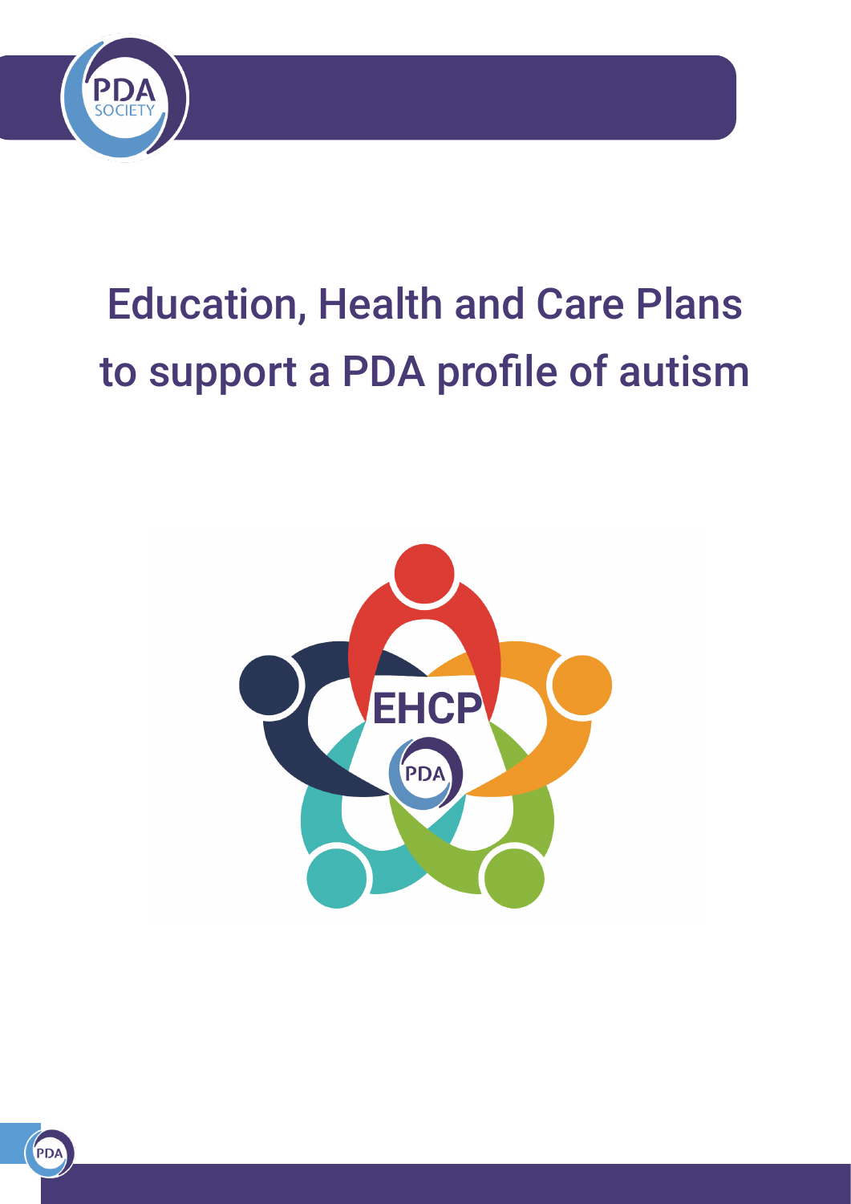# Education, Health and Care Plans to support a PDA profile of autism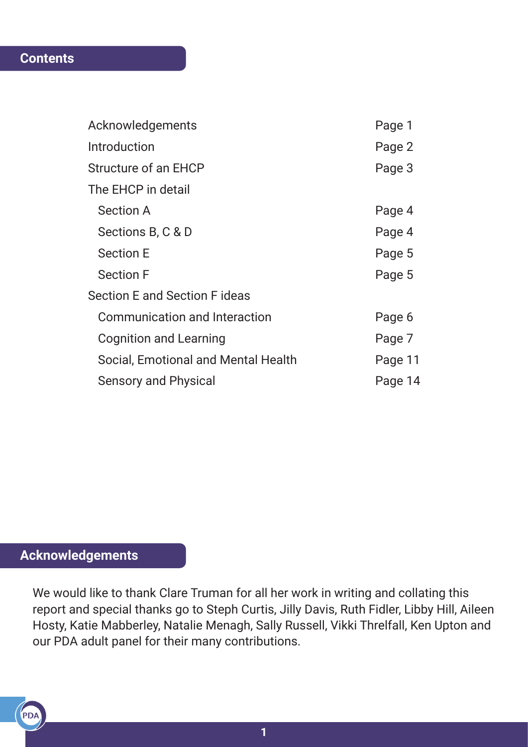## Contents

| | |
|---|---|
| Acknowledgements | Page 1 |
| Introduction | Page 2 |
| Structure of an EHCP | Page 3 |
| The EHCP in detail | |
| Section A | Page 4 |
| Sections B, C & D | Page 4 |
| Section E | Page 5 |
| Section F | Page 5 |
| Section E and Section F ideas | |
| Communication and Interaction | Page 6 |
| Cognition and Learning | Page 7 |
| Social, Emotional and Mental Health | Page 11 |
| Sensory and Physical | Page 14 |

## Acknowledgements

We would like to thank Clare Truman for all her work in writing and collating this report and special thanks go to Steph Curtis, Jilly Davis, Ruth Fidler, Libby Hill, Aileen Hosty, Katie Mabberley, Natalie Menagh, Sally Russell, Vikki Threlfall, Ken Upton and our PDA adult panel for their many contributions.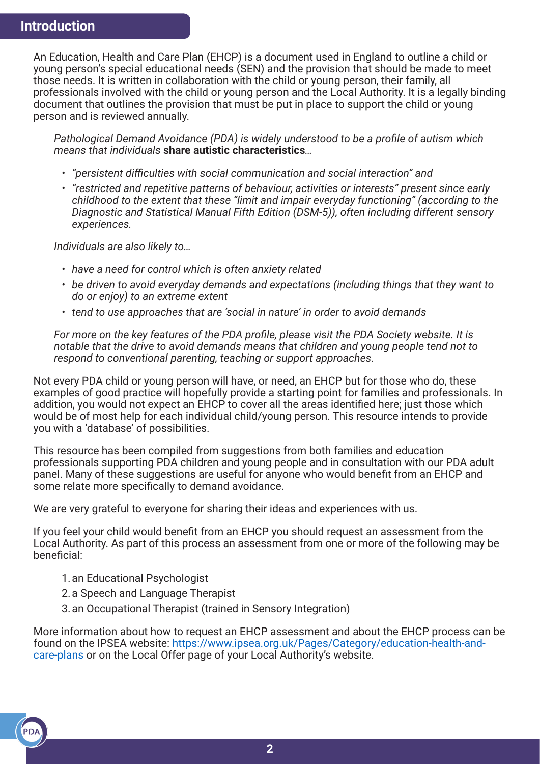## Introduction

An Education, Health and Care Plan (EHCP) is a document used in England to outline a child or young person's special educational needs (SEN) and the provision that should be made to meet those needs. It is written in collaboration with the child or young person, their family, all professionals involved with the child or young person and the Local Authority. It is a legally binding document that outlines the provision that must be put in place to support the child or young person and is reviewed annually.

> *Pathological Demand Avoidance (PDA) is widely understood to be a profile of autism which means that individuals* ***share autistic characteristics****…*
>
> - *"persistent difficulties with social communication and social interaction" and*
> - *"restricted and repetitive patterns of behaviour, activities or interests" present since early childhood to the extent that these "limit and impair everyday functioning" (according to the Diagnostic and Statistical Manual Fifth Edition (DSM-5)), often including different sensory experiences.*
>
> *Individuals are also likely to…*
>
> - *have a need for control which is often anxiety related*
> - *be driven to avoid everyday demands and expectations (including things that they want to do or enjoy) to an extreme extent*
> - *tend to use approaches that are 'social in nature' in order to avoid demands*
>
> *For more on the key features of the PDA profile, please visit the PDA Society website. It is notable that the drive to avoid demands means that children and young people tend not to respond to conventional parenting, teaching or support approaches.*

Not every PDA child or young person will have, or need, an EHCP but for those who do, these examples of good practice will hopefully provide a starting point for families and professionals. In addition, you would not expect an EHCP to cover all the areas identified here; just those which would be of most help for each individual child/young person. This resource intends to provide you with a 'database' of possibilities.

This resource has been compiled from suggestions from both families and education professionals supporting PDA children and young people and in consultation with our PDA adult panel. Many of these suggestions are useful for anyone who would benefit from an EHCP and some relate more specifically to demand avoidance.

We are very grateful to everyone for sharing their ideas and experiences with us.

If you feel your child would benefit from an EHCP you should request an assessment from the Local Authority. As part of this process an assessment from one or more of the following may be beneficial:

1. an Educational Psychologist
2. a Speech and Language Therapist
3. an Occupational Therapist (trained in Sensory Integration)

More information about how to request an EHCP assessment and about the EHCP process can be found on the IPSEA website: [https://www.ipsea.org.uk/Pages/Category/education-health-and-care-plans](https://www.ipsea.org.uk/Pages/Category/education-health-and-care-plans) or on the Local Offer page of your Local Authority's website.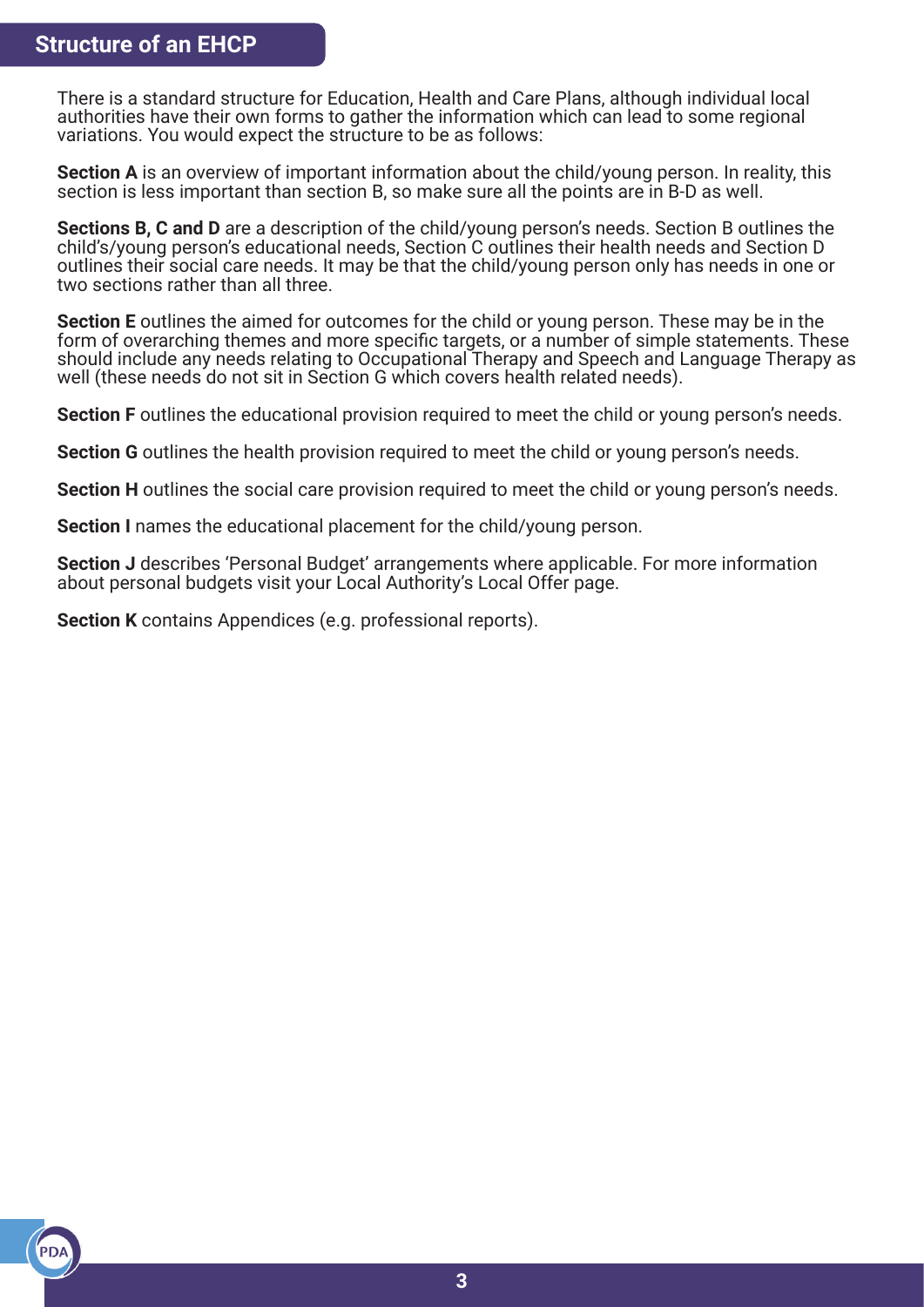## Structure of an EHCP

There is a standard structure for Education, Health and Care Plans, although individual local authorities have their own forms to gather the information which can lead to some regional variations. You would expect the structure to be as follows:

**Section A** is an overview of important information about the child/young person. In reality, this section is less important than section B, so make sure all the points are in B-D as well.

**Sections B, C and D** are a description of the child/young person's needs. Section B outlines the child's/young person's educational needs, Section C outlines their health needs and Section D outlines their social care needs. It may be that the child/young person only has needs in one or two sections rather than all three.

**Section E** outlines the aimed for outcomes for the child or young person. These may be in the form of overarching themes and more specific targets, or a number of simple statements. These should include any needs relating to Occupational Therapy and Speech and Language Therapy as well (these needs do not sit in Section G which covers health related needs).

**Section F** outlines the educational provision required to meet the child or young person's needs.

**Section G** outlines the health provision required to meet the child or young person's needs.

**Section H** outlines the social care provision required to meet the child or young person's needs.

**Section I** names the educational placement for the child/young person.

**Section J** describes 'Personal Budget' arrangements where applicable. For more information about personal budgets visit your Local Authority's Local Offer page.

**Section K** contains Appendices (e.g. professional reports).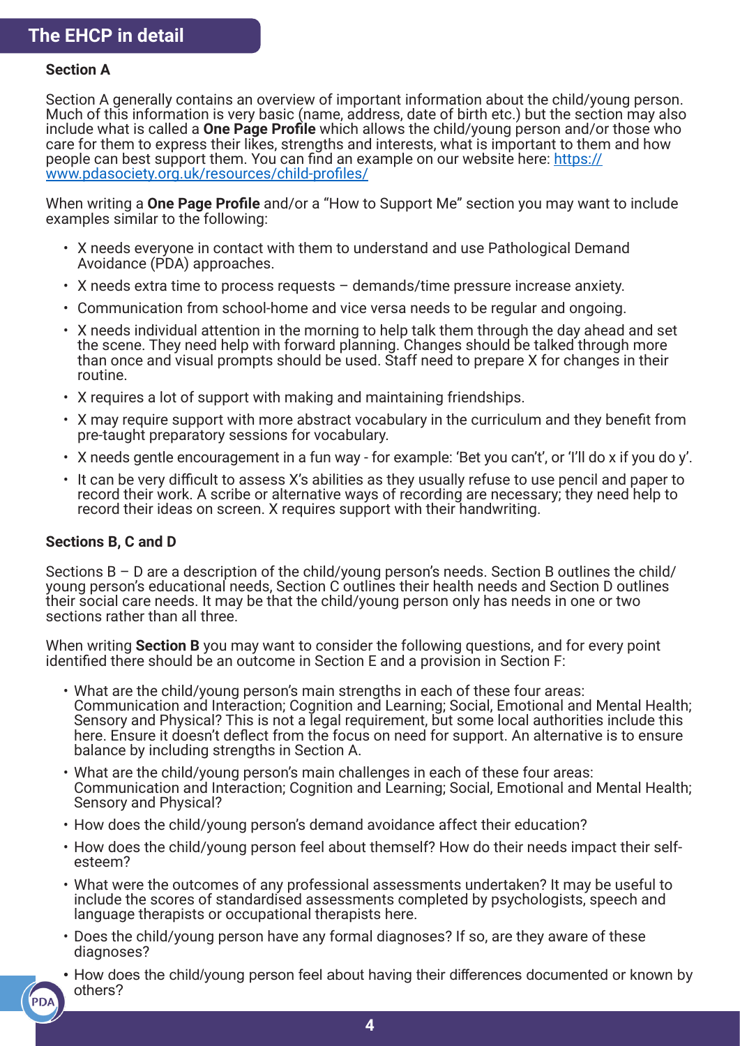## The EHCP in detail

### Section A

Section A generally contains an overview of important information about the child/young person. Much of this information is very basic (name, address, date of birth etc.) but the section may also include what is called a **One Page Profile** which allows the child/young person and/or those who care for them to express their likes, strengths and interests, what is important to them and how people can best support them. You can find an example on our website here: [https://www.pdasociety.org.uk/resources/child-profiles/](https://www.pdasociety.org.uk/resources/child-profiles/)

When writing a **One Page Profile** and/or a "How to Support Me" section you may want to include examples similar to the following:

- X needs everyone in contact with them to understand and use Pathological Demand Avoidance (PDA) approaches.
- X needs extra time to process requests – demands/time pressure increase anxiety.
- Communication from school-home and vice versa needs to be regular and ongoing.
- X needs individual attention in the morning to help talk them through the day ahead and set the scene. They need help with forward planning. Changes should be talked through more than once and visual prompts should be used. Staff need to prepare X for changes in their routine.
- X requires a lot of support with making and maintaining friendships.
- X may require support with more abstract vocabulary in the curriculum and they benefit from pre-taught preparatory sessions for vocabulary.
- X needs gentle encouragement in a fun way - for example: 'Bet you can't', or 'I'll do x if you do y'.
- It can be very difficult to assess X's abilities as they usually refuse to use pencil and paper to record their work. A scribe or alternative ways of recording are necessary; they need help to record their ideas on screen. X requires support with their handwriting.

### Sections B, C and D

Sections B – D are a description of the child/young person's needs. Section B outlines the child/young person's educational needs, Section C outlines their health needs and Section D outlines their social care needs. It may be that the child/young person only has needs in one or two sections rather than all three.

When writing **Section B** you may want to consider the following questions, and for every point identified there should be an outcome in Section E and a provision in Section F:

- What are the child/young person's main strengths in each of these four areas: Communication and Interaction; Cognition and Learning; Social, Emotional and Mental Health; Sensory and Physical? This is not a legal requirement, but some local authorities include this here. Ensure it doesn't deflect from the focus on need for support. An alternative is to ensure balance by including strengths in Section A.
- What are the child/young person's main challenges in each of these four areas: Communication and Interaction; Cognition and Learning; Social, Emotional and Mental Health; Sensory and Physical?
- How does the child/young person's demand avoidance affect their education?
- How does the child/young person feel about themself? How do their needs impact their self-esteem?
- What were the outcomes of any professional assessments undertaken? It may be useful to include the scores of standardised assessments completed by psychologists, speech and language therapists or occupational therapists here.
- Does the child/young person have any formal diagnoses? If so, are they aware of these diagnoses?
- How does the child/young person feel about having their differences documented or known by others?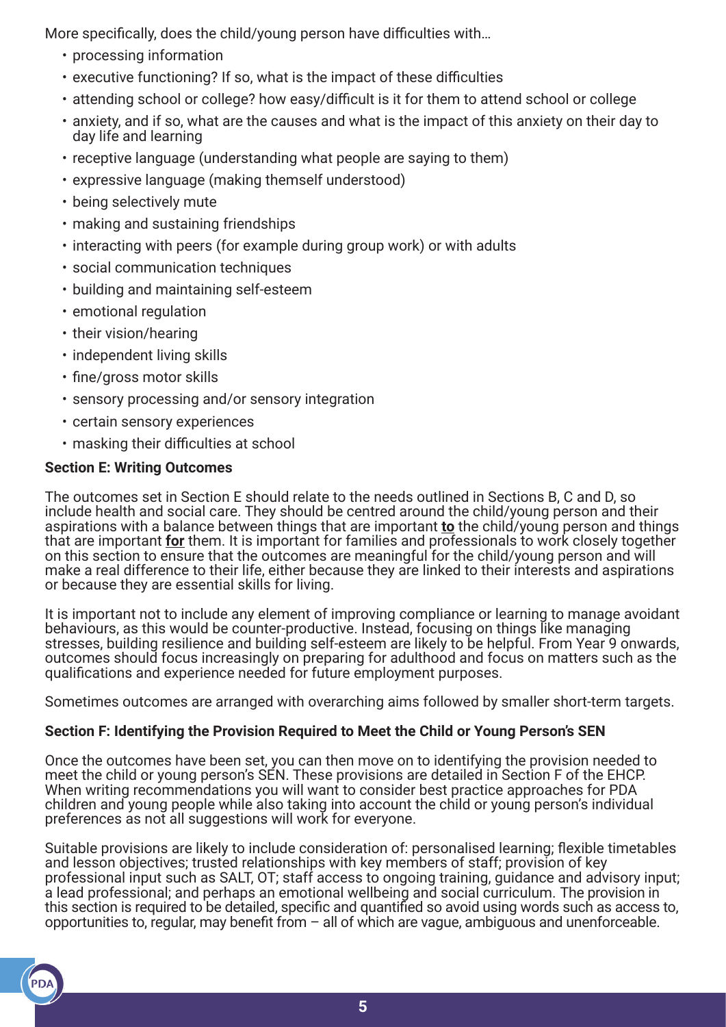More specifically, does the child/young person have difficulties with...

- processing information
- executive functioning? If so, what is the impact of these difficulties
- attending school or college? how easy/difficult is it for them to attend school or college
- anxiety, and if so, what are the causes and what is the impact of this anxiety on their day to day life and learning
- receptive language (understanding what people are saying to them)
- expressive language (making themself understood)
- being selectively mute
- making and sustaining friendships
- interacting with peers (for example during group work) or with adults
- social communication techniques
- building and maintaining self-esteem
- emotional regulation
- their vision/hearing
- independent living skills
- fine/gross motor skills
- sensory processing and/or sensory integration
- certain sensory experiences
- masking their difficulties at school

**Section E: Writing Outcomes**

The outcomes set in Section E should relate to the needs outlined in Sections B, C and D, so include health and social care. They should be centred around the child/young person and their aspirations with a balance between things that are important **to** the child/young person and things that are important **for** them. It is important for families and professionals to work closely together on this section to ensure that the outcomes are meaningful for the child/young person and will make a real difference to their life, either because they are linked to their interests and aspirations or because they are essential skills for living.

It is important not to include any element of improving compliance or learning to manage avoidant behaviours, as this would be counter-productive. Instead, focusing on things like managing stresses, building resilience and building self-esteem are likely to be helpful. From Year 9 onwards, outcomes should focus increasingly on preparing for adulthood and focus on matters such as the qualifications and experience needed for future employment purposes.

Sometimes outcomes are arranged with overarching aims followed by smaller short-term targets.

**Section F: Identifying the Provision Required to Meet the Child or Young Person's SEN**

Once the outcomes have been set, you can then move on to identifying the provision needed to meet the child or young person's SEN. These provisions are detailed in Section F of the EHCP. When writing recommendations you will want to consider best practice approaches for PDA children and young people while also taking into account the child or young person's individual preferences as not all suggestions will work for everyone.

Suitable provisions are likely to include consideration of: personalised learning; flexible timetables and lesson objectives; trusted relationships with key members of staff; provision of key professional input such as SALT, OT; staff access to ongoing training, guidance and advisory input; a lead professional; and perhaps an emotional wellbeing and social curriculum. The provision in this section is required to be detailed, specific and quantified so avoid using words such as access to, opportunities to, regular, may benefit from – all of which are vague, ambiguous and unenforceable.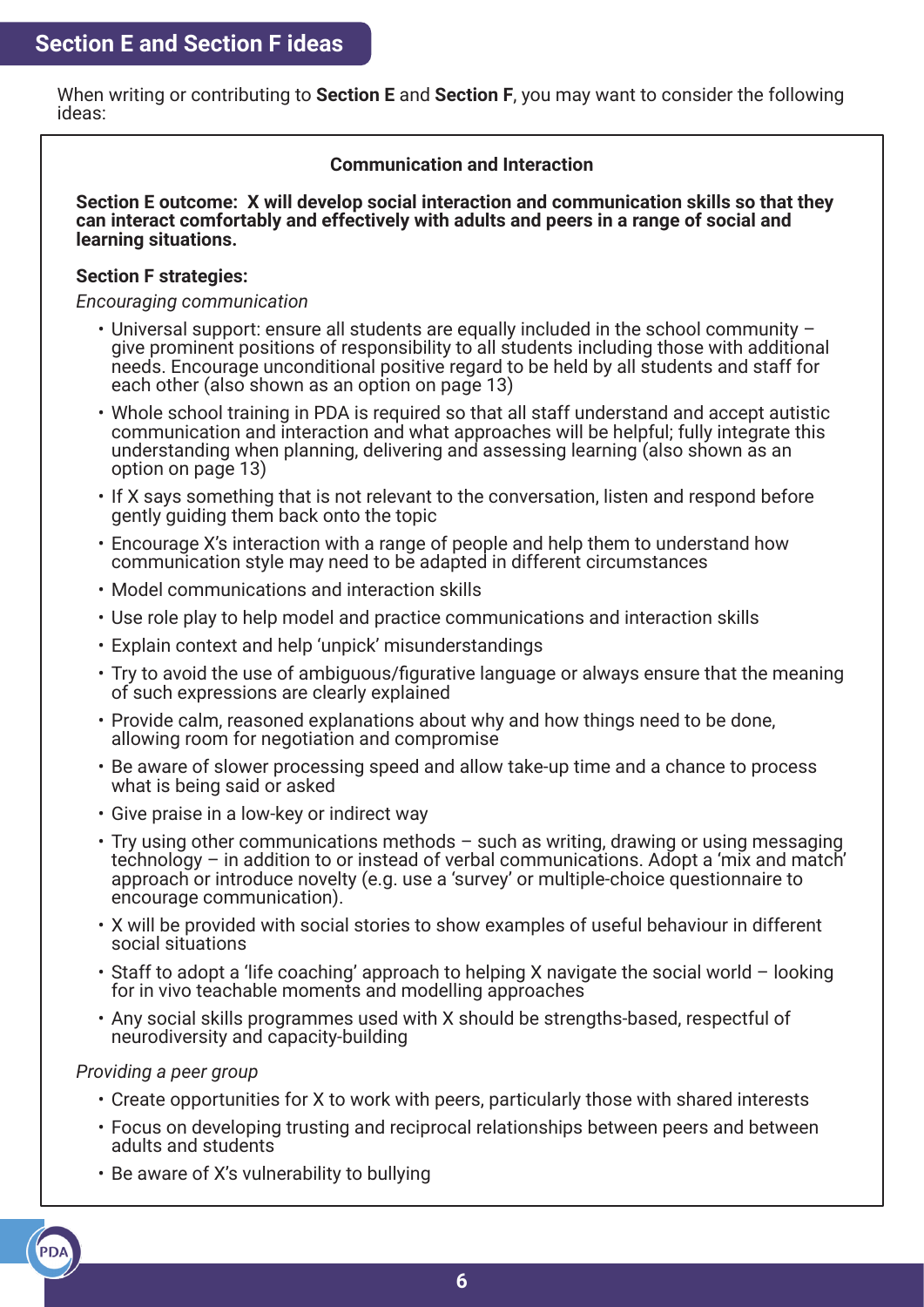## Section E and Section F ideas

When writing or contributing to **Section E** and **Section F**, you may want to consider the following ideas:

### Communication and Interaction

**Section E outcome: X will develop social interaction and communication skills so that they can interact comfortably and effectively with adults and peers in a range of social and learning situations.**

**Section F strategies:**

*Encouraging communication*

- Universal support: ensure all students are equally included in the school community – give prominent positions of responsibility to all students including those with additional needs. Encourage unconditional positive regard to be held by all students and staff for each other (also shown as an option on page 13)
- Whole school training in PDA is required so that all staff understand and accept autistic communication and interaction and what approaches will be helpful; fully integrate this understanding when planning, delivering and assessing learning (also shown as an option on page 13)
- If X says something that is not relevant to the conversation, listen and respond before gently guiding them back onto the topic
- Encourage X's interaction with a range of people and help them to understand how communication style may need to be adapted in different circumstances
- Model communications and interaction skills
- Use role play to help model and practice communications and interaction skills
- Explain context and help 'unpick' misunderstandings
- Try to avoid the use of ambiguous/figurative language or always ensure that the meaning of such expressions are clearly explained
- Provide calm, reasoned explanations about why and how things need to be done, allowing room for negotiation and compromise
- Be aware of slower processing speed and allow take-up time and a chance to process what is being said or asked
- Give praise in a low-key or indirect way
- Try using other communications methods – such as writing, drawing or using messaging technology – in addition to or instead of verbal communications. Adopt a 'mix and match' approach or introduce novelty (e.g. use a 'survey' or multiple-choice questionnaire to encourage communication).
- X will be provided with social stories to show examples of useful behaviour in different social situations
- Staff to adopt a 'life coaching' approach to helping X navigate the social world – looking for in vivo teachable moments and modelling approaches
- Any social skills programmes used with X should be strengths-based, respectful of neurodiversity and capacity-building

*Providing a peer group*

- Create opportunities for X to work with peers, particularly those with shared interests
- Focus on developing trusting and reciprocal relationships between peers and between adults and students
- Be aware of X's vulnerability to bullying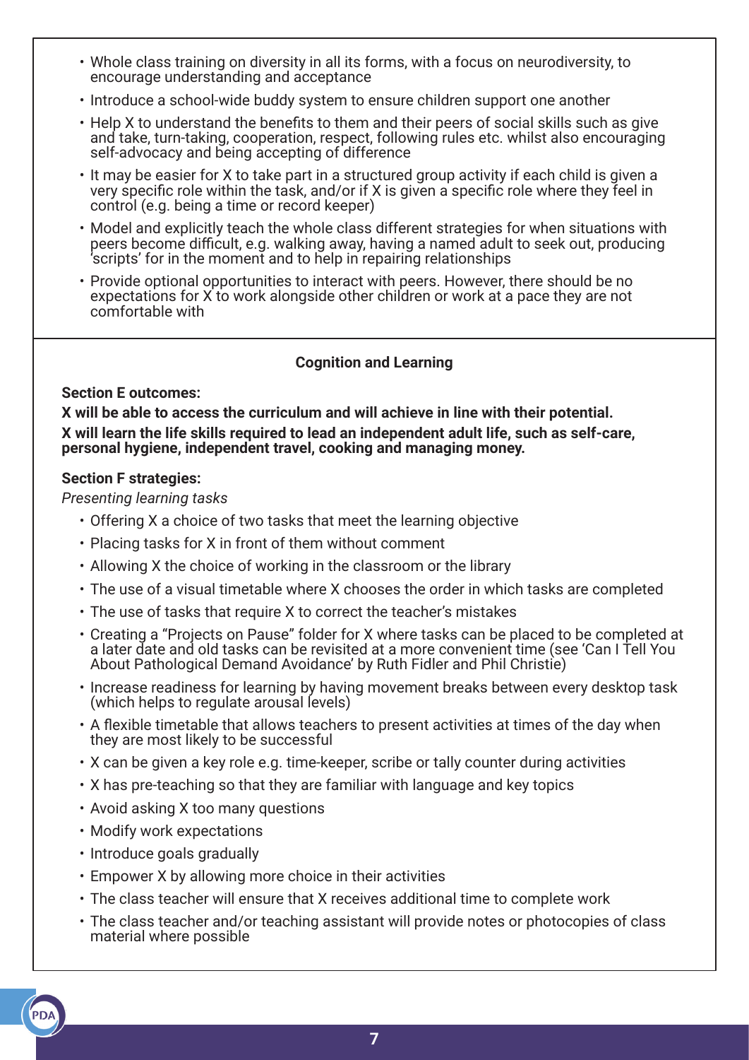- Whole class training on diversity in all its forms, with a focus on neurodiversity, to encourage understanding and acceptance
- Introduce a school-wide buddy system to ensure children support one another
- Help X to understand the benefits to them and their peers of social skills such as give and take, turn-taking, cooperation, respect, following rules etc. whilst also encouraging self-advocacy and being accepting of difference
- It may be easier for X to take part in a structured group activity if each child is given a very specific role within the task, and/or if X is given a specific role where they feel in control (e.g. being a time or record keeper)
- Model and explicitly teach the whole class different strategies for when situations with peers become difficult, e.g. walking away, having a named adult to seek out, producing 'scripts' for in the moment and to help in repairing relationships
- Provide optional opportunities to interact with peers. However, there should be no expectations for X to work alongside other children or work at a pace they are not comfortable with

### Cognition and Learning

**Section E outcomes:**

**X will be able to access the curriculum and will achieve in line with their potential.**

**X will learn the life skills required to lead an independent adult life, such as self-care, personal hygiene, independent travel, cooking and managing money.**

**Section F strategies:**

*Presenting learning tasks*

- Offering X a choice of two tasks that meet the learning objective
- Placing tasks for X in front of them without comment
- Allowing X the choice of working in the classroom or the library
- The use of a visual timetable where X chooses the order in which tasks are completed
- The use of tasks that require X to correct the teacher's mistakes
- Creating a "Projects on Pause" folder for X where tasks can be placed to be completed at a later date and old tasks can be revisited at a more convenient time (see 'Can I Tell You About Pathological Demand Avoidance' by Ruth Fidler and Phil Christie)
- Increase readiness for learning by having movement breaks between every desktop task (which helps to regulate arousal levels)
- A flexible timetable that allows teachers to present activities at times of the day when they are most likely to be successful
- X can be given a key role e.g. time-keeper, scribe or tally counter during activities
- X has pre-teaching so that they are familiar with language and key topics
- Avoid asking X too many questions
- Modify work expectations
- Introduce goals gradually
- Empower X by allowing more choice in their activities
- The class teacher will ensure that X receives additional time to complete work
- The class teacher and/or teaching assistant will provide notes or photocopies of class material where possible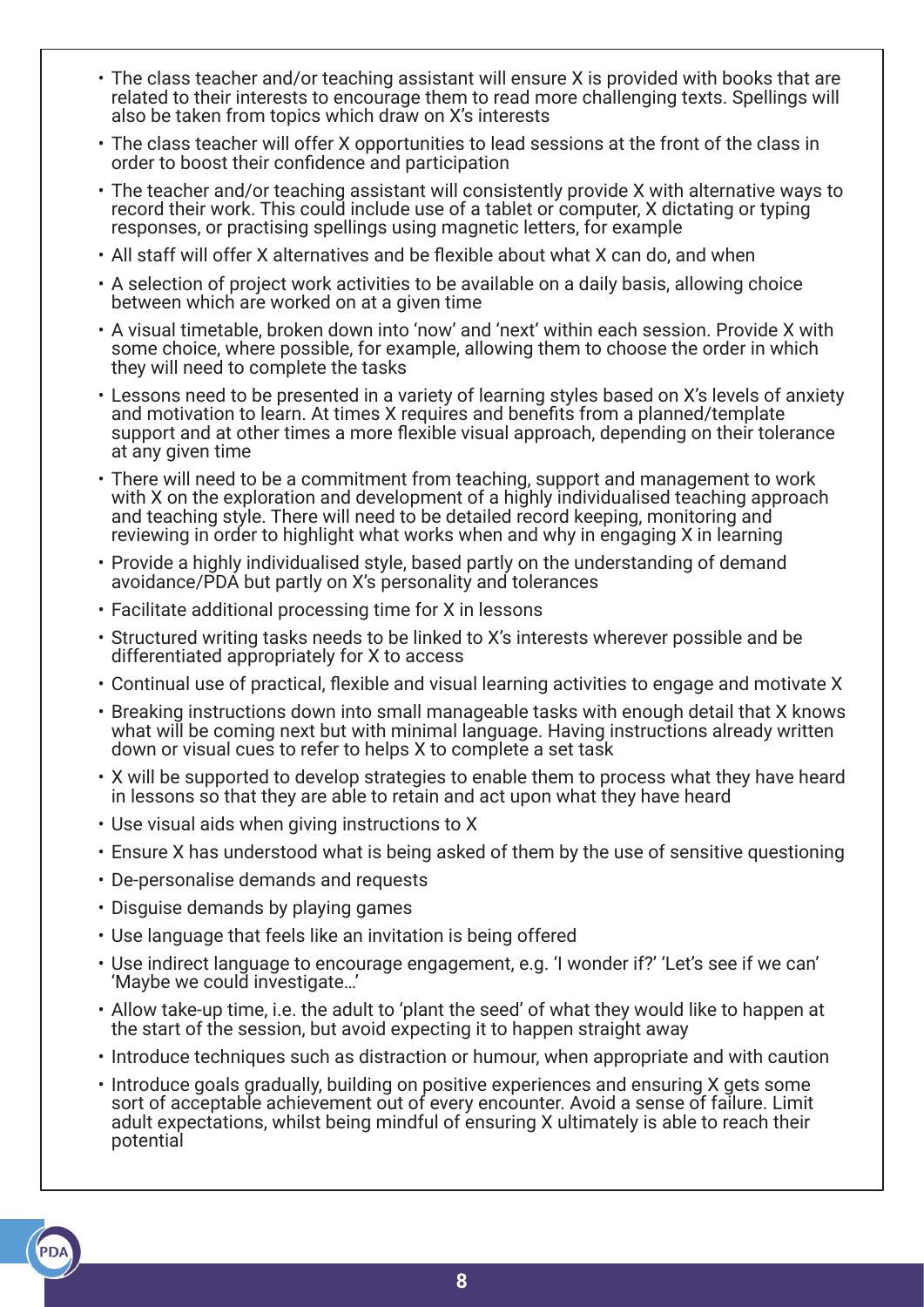- The class teacher and/or teaching assistant will ensure X is provided with books that are related to their interests to encourage them to read more challenging texts. Spellings will also be taken from topics which draw on X's interests
- The class teacher will offer X opportunities to lead sessions at the front of the class in order to boost their confidence and participation
- The teacher and/or teaching assistant will consistently provide X with alternative ways to record their work. This could include use of a tablet or computer, X dictating or typing responses, or practising spellings using magnetic letters, for example
- All staff will offer X alternatives and be flexible about what X can do, and when
- A selection of project work activities to be available on a daily basis, allowing choice between which are worked on at a given time
- A visual timetable, broken down into 'now' and 'next' within each session. Provide X with some choice, where possible, for example, allowing them to choose the order in which they will need to complete the tasks
- Lessons need to be presented in a variety of learning styles based on X's levels of anxiety and motivation to learn. At times X requires and benefits from a planned/template support and at other times a more flexible visual approach, depending on their tolerance at any given time
- There will need to be a commitment from teaching, support and management to work with X on the exploration and development of a highly individualised teaching approach and teaching style. There will need to be detailed record keeping, monitoring and reviewing in order to highlight what works when and why in engaging X in learning
- Provide a highly individualised style, based partly on the understanding of demand avoidance/PDA but partly on X's personality and tolerances
- Facilitate additional processing time for X in lessons
- Structured writing tasks needs to be linked to X's interests wherever possible and be differentiated appropriately for X to access
- Continual use of practical, flexible and visual learning activities to engage and motivate X
- Breaking instructions down into small manageable tasks with enough detail that X knows what will be coming next but with minimal language. Having instructions already written down or visual cues to refer to helps X to complete a set task
- X will be supported to develop strategies to enable them to process what they have heard in lessons so that they are able to retain and act upon what they have heard
- Use visual aids when giving instructions to X
- Ensure X has understood what is being asked of them by the use of sensitive questioning
- De-personalise demands and requests
- Disguise demands by playing games
- Use language that feels like an invitation is being offered
- Use indirect language to encourage engagement, e.g. 'I wonder if?' 'Let's see if we can' 'Maybe we could investigate…'
- Allow take-up time, i.e. the adult to 'plant the seed' of what they would like to happen at the start of the session, but avoid expecting it to happen straight away
- Introduce techniques such as distraction or humour, when appropriate and with caution
- Introduce goals gradually, building on positive experiences and ensuring X gets some sort of acceptable achievement out of every encounter. Avoid a sense of failure. Limit adult expectations, whilst being mindful of ensuring X ultimately is able to reach their potential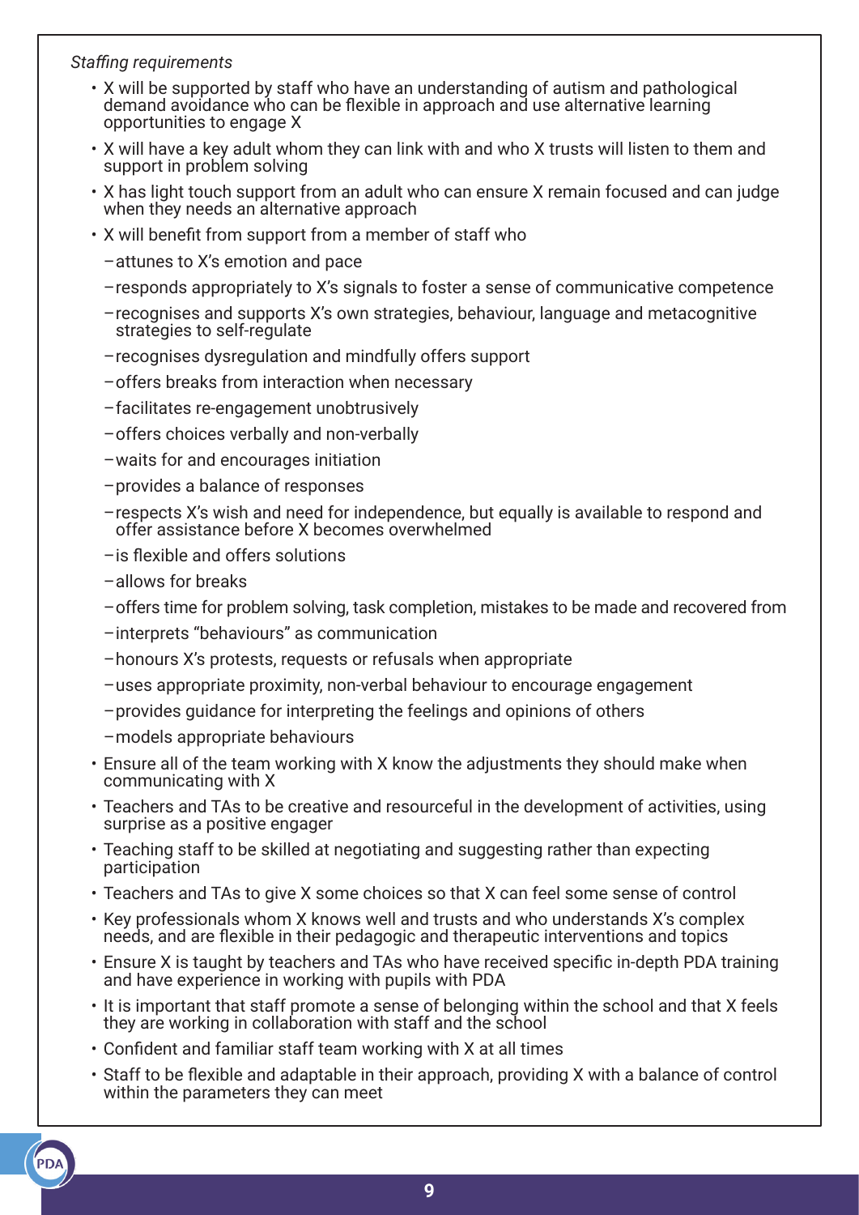*Staffing requirements*

- X will be supported by staff who have an understanding of autism and pathological demand avoidance who can be flexible in approach and use alternative learning opportunities to engage X
- X will have a key adult whom they can link with and who X trusts will listen to them and support in problem solving
- X has light touch support from an adult who can ensure X remain focused and can judge when they needs an alternative approach
- X will benefit from support from a member of staff who
  - attunes to X's emotion and pace
  - responds appropriately to X's signals to foster a sense of communicative competence
  - recognises and supports X's own strategies, behaviour, language and metacognitive strategies to self-regulate
  - recognises dysregulation and mindfully offers support
  - offers breaks from interaction when necessary
  - facilitates re-engagement unobtrusively
  - offers choices verbally and non-verbally
  - waits for and encourages initiation
  - provides a balance of responses
  - respects X's wish and need for independence, but equally is available to respond and offer assistance before X becomes overwhelmed
  - is flexible and offers solutions
  - allows for breaks
  - offers time for problem solving, task completion, mistakes to be made and recovered from
  - interprets "behaviours" as communication
  - honours X's protests, requests or refusals when appropriate
  - uses appropriate proximity, non-verbal behaviour to encourage engagement
  - provides guidance for interpreting the feelings and opinions of others
  - models appropriate behaviours
- Ensure all of the team working with X know the adjustments they should make when communicating with X
- Teachers and TAs to be creative and resourceful in the development of activities, using surprise as a positive engager
- Teaching staff to be skilled at negotiating and suggesting rather than expecting participation
- Teachers and TAs to give X some choices so that X can feel some sense of control
- Key professionals whom X knows well and trusts and who understands X's complex needs, and are flexible in their pedagogic and therapeutic interventions and topics
- Ensure X is taught by teachers and TAs who have received specific in-depth PDA training and have experience in working with pupils with PDA
- It is important that staff promote a sense of belonging within the school and that X feels they are working in collaboration with staff and the school
- Confident and familiar staff team working with X at all times
- Staff to be flexible and adaptable in their approach, providing X with a balance of control within the parameters they can meet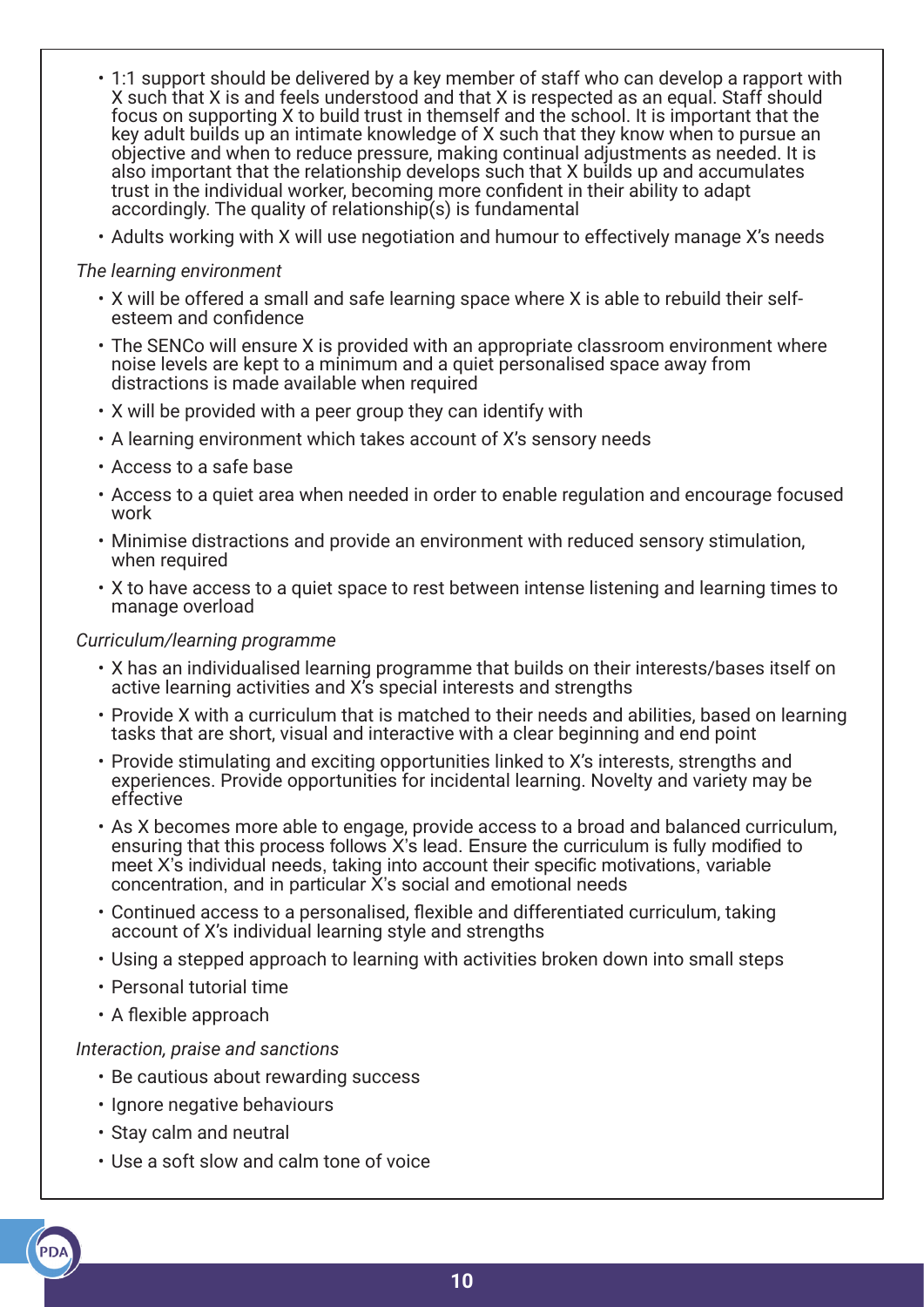- 1:1 support should be delivered by a key member of staff who can develop a rapport with X such that X is and feels understood and that X is respected as an equal. Staff should focus on supporting X to build trust in themself and the school. It is important that the key adult builds up an intimate knowledge of X such that they know when to pursue an objective and when to reduce pressure, making continual adjustments as needed. It is also important that the relationship develops such that X builds up and accumulates trust in the individual worker, becoming more confident in their ability to adapt accordingly. The quality of relationship(s) is fundamental
- Adults working with X will use negotiation and humour to effectively manage X's needs

*The learning environment*

- X will be offered a small and safe learning space where X is able to rebuild their self-esteem and confidence
- The SENCo will ensure X is provided with an appropriate classroom environment where noise levels are kept to a minimum and a quiet personalised space away from distractions is made available when required
- X will be provided with a peer group they can identify with
- A learning environment which takes account of X's sensory needs
- Access to a safe base
- Access to a quiet area when needed in order to enable regulation and encourage focused work
- Minimise distractions and provide an environment with reduced sensory stimulation, when required
- X to have access to a quiet space to rest between intense listening and learning times to manage overload

*Curriculum/learning programme*

- X has an individualised learning programme that builds on their interests/bases itself on active learning activities and X's special interests and strengths
- Provide X with a curriculum that is matched to their needs and abilities, based on learning tasks that are short, visual and interactive with a clear beginning and end point
- Provide stimulating and exciting opportunities linked to X's interests, strengths and experiences. Provide opportunities for incidental learning. Novelty and variety may be effective
- As X becomes more able to engage, provide access to a broad and balanced curriculum, ensuring that this process follows X's lead. Ensure the curriculum is fully modified to meet X's individual needs, taking into account their specific motivations, variable concentration, and in particular X's social and emotional needs
- Continued access to a personalised, flexible and differentiated curriculum, taking account of X's individual learning style and strengths
- Using a stepped approach to learning with activities broken down into small steps
- Personal tutorial time
- A flexible approach

*Interaction, praise and sanctions*

- Be cautious about rewarding success
- Ignore negative behaviours
- Stay calm and neutral
- Use a soft slow and calm tone of voice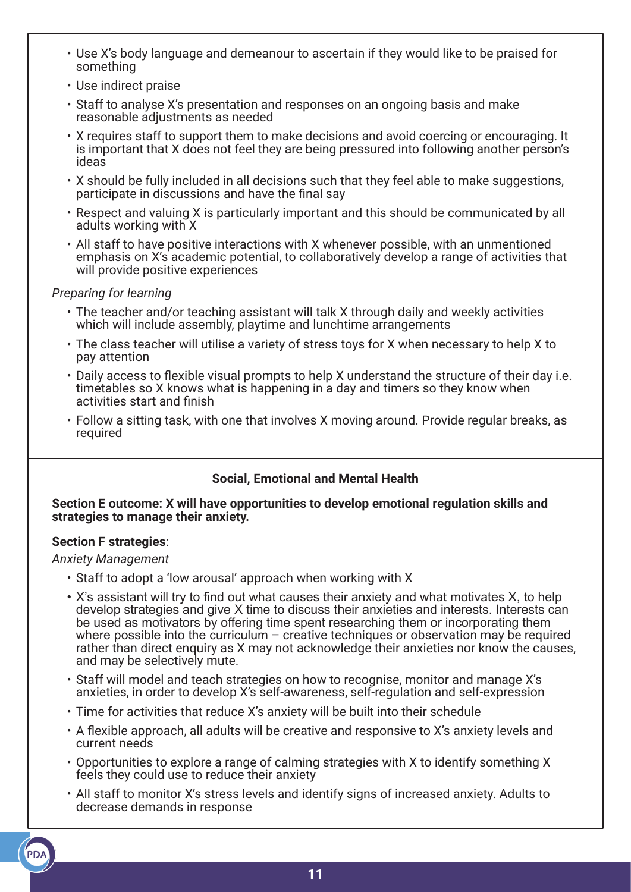- Use X's body language and demeanour to ascertain if they would like to be praised for something
- Use indirect praise
- Staff to analyse X's presentation and responses on an ongoing basis and make reasonable adjustments as needed
- X requires staff to support them to make decisions and avoid coercing or encouraging. It is important that X does not feel they are being pressured into following another person's ideas
- X should be fully included in all decisions such that they feel able to make suggestions, participate in discussions and have the final say
- Respect and valuing X is particularly important and this should be communicated by all adults working with X
- All staff to have positive interactions with X whenever possible, with an unmentioned emphasis on X's academic potential, to collaboratively develop a range of activities that will provide positive experiences

*Preparing for learning*

- The teacher and/or teaching assistant will talk X through daily and weekly activities which will include assembly, playtime and lunchtime arrangements
- The class teacher will utilise a variety of stress toys for X when necessary to help X to pay attention
- Daily access to flexible visual prompts to help X understand the structure of their day i.e. timetables so X knows what is happening in a day and timers so they know when activities start and finish
- Follow a sitting task, with one that involves X moving around. Provide regular breaks, as required

### Social, Emotional and Mental Health

**Section E outcome: X will have opportunities to develop emotional regulation skills and strategies to manage their anxiety.**

**Section F strategies**:

*Anxiety Management*

- Staff to adopt a 'low arousal' approach when working with X
- X's assistant will try to find out what causes their anxiety and what motivates X, to help develop strategies and give X time to discuss their anxieties and interests. Interests can be used as motivators by offering time spent researching them or incorporating them where possible into the curriculum – creative techniques or observation may be required rather than direct enquiry as X may not acknowledge their anxieties nor know the causes, and may be selectively mute.
- Staff will model and teach strategies on how to recognise, monitor and manage X's anxieties, in order to develop X's self-awareness, self-regulation and self-expression
- Time for activities that reduce X's anxiety will be built into their schedule
- A flexible approach, all adults will be creative and responsive to X's anxiety levels and current needs
- Opportunities to explore a range of calming strategies with X to identify something X feels they could use to reduce their anxiety
- All staff to monitor X's stress levels and identify signs of increased anxiety. Adults to decrease demands in response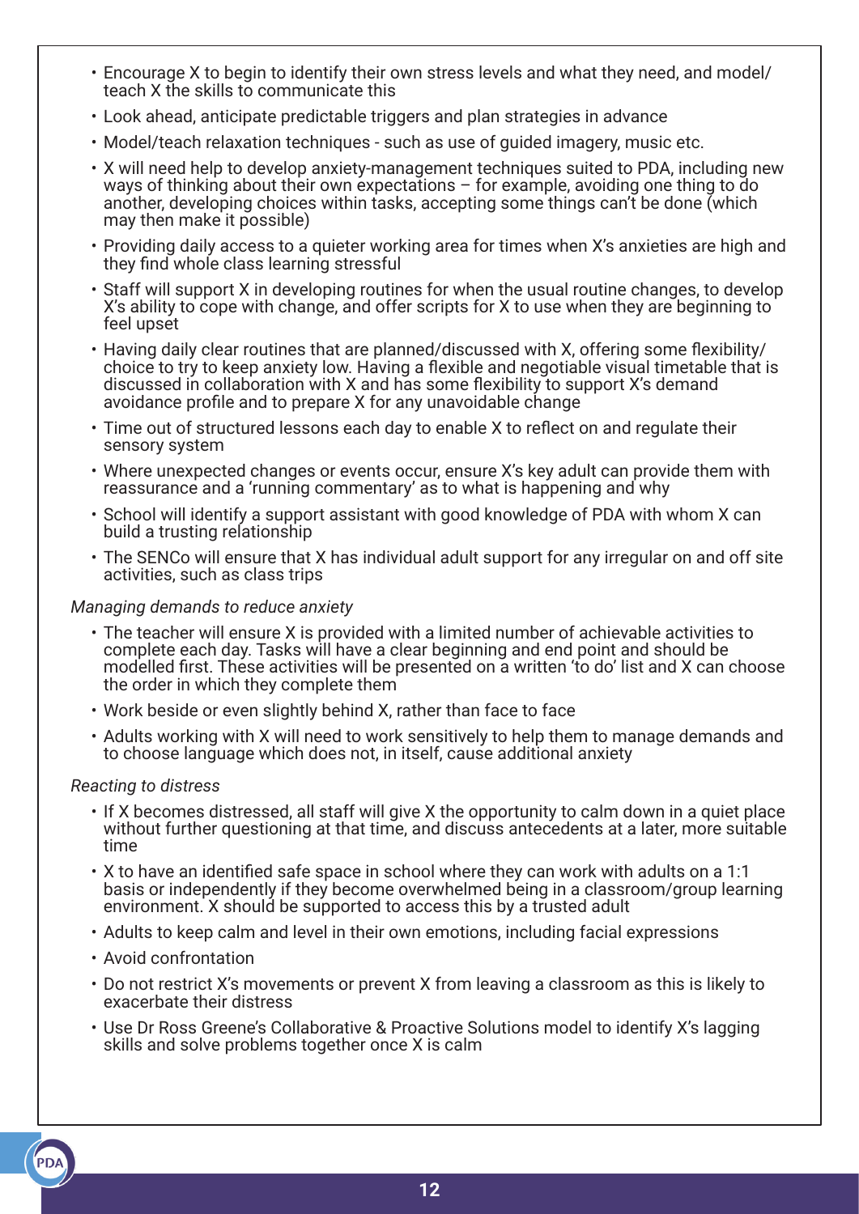- Encourage X to begin to identify their own stress levels and what they need, and model/teach X the skills to communicate this
- Look ahead, anticipate predictable triggers and plan strategies in advance
- Model/teach relaxation techniques - such as use of guided imagery, music etc.
- X will need help to develop anxiety-management techniques suited to PDA, including new ways of thinking about their own expectations – for example, avoiding one thing to do another, developing choices within tasks, accepting some things can't be done (which may then make it possible)
- Providing daily access to a quieter working area for times when X's anxieties are high and they find whole class learning stressful
- Staff will support X in developing routines for when the usual routine changes, to develop X's ability to cope with change, and offer scripts for X to use when they are beginning to feel upset
- Having daily clear routines that are planned/discussed with X, offering some flexibility/choice to try to keep anxiety low. Having a flexible and negotiable visual timetable that is discussed in collaboration with X and has some flexibility to support X's demand avoidance profile and to prepare X for any unavoidable change
- Time out of structured lessons each day to enable X to reflect on and regulate their sensory system
- Where unexpected changes or events occur, ensure X's key adult can provide them with reassurance and a 'running commentary' as to what is happening and why
- School will identify a support assistant with good knowledge of PDA with whom X can build a trusting relationship
- The SENCo will ensure that X has individual adult support for any irregular on and off site activities, such as class trips

*Managing demands to reduce anxiety*

- The teacher will ensure X is provided with a limited number of achievable activities to complete each day. Tasks will have a clear beginning and end point and should be modelled first. These activities will be presented on a written 'to do' list and X can choose the order in which they complete them
- Work beside or even slightly behind X, rather than face to face
- Adults working with X will need to work sensitively to help them to manage demands and to choose language which does not, in itself, cause additional anxiety

*Reacting to distress*

- If X becomes distressed, all staff will give X the opportunity to calm down in a quiet place without further questioning at that time, and discuss antecedents at a later, more suitable time
- X to have an identified safe space in school where they can work with adults on a 1:1 basis or independently if they become overwhelmed being in a classroom/group learning environment. X should be supported to access this by a trusted adult
- Adults to keep calm and level in their own emotions, including facial expressions
- Avoid confrontation
- Do not restrict X's movements or prevent X from leaving a classroom as this is likely to exacerbate their distress
- Use Dr Ross Greene's Collaborative & Proactive Solutions model to identify X's lagging skills and solve problems together once X is calm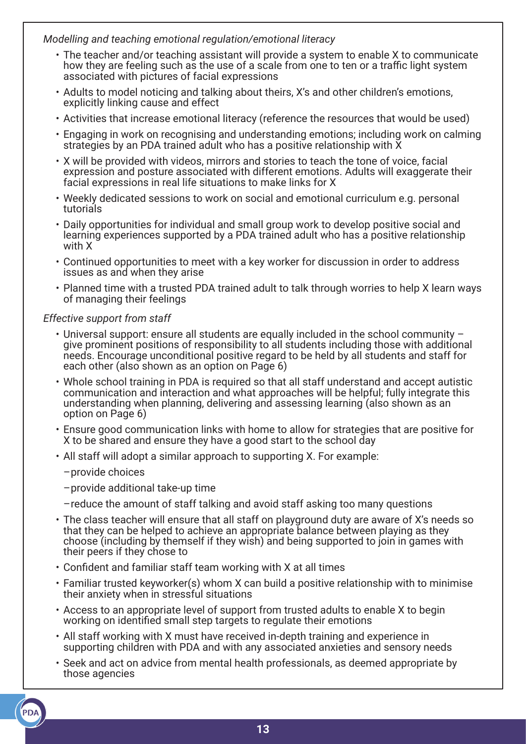*Modelling and teaching emotional regulation/emotional literacy*

- The teacher and/or teaching assistant will provide a system to enable X to communicate how they are feeling such as the use of a scale from one to ten or a traffic light system associated with pictures of facial expressions
- Adults to model noticing and talking about theirs, X's and other children's emotions, explicitly linking cause and effect
- Activities that increase emotional literacy (reference the resources that would be used)
- Engaging in work on recognising and understanding emotions; including work on calming strategies by an PDA trained adult who has a positive relationship with X
- X will be provided with videos, mirrors and stories to teach the tone of voice, facial expression and posture associated with different emotions. Adults will exaggerate their facial expressions in real life situations to make links for X
- Weekly dedicated sessions to work on social and emotional curriculum e.g. personal tutorials
- Daily opportunities for individual and small group work to develop positive social and learning experiences supported by a PDA trained adult who has a positive relationship with X
- Continued opportunities to meet with a key worker for discussion in order to address issues as and when they arise
- Planned time with a trusted PDA trained adult to talk through worries to help X learn ways of managing their feelings

*Effective support from staff*

- Universal support: ensure all students are equally included in the school community – give prominent positions of responsibility to all students including those with additional needs. Encourage unconditional positive regard to be held by all students and staff for each other (also shown as an option on Page 6)
- Whole school training in PDA is required so that all staff understand and accept autistic communication and interaction and what approaches will be helpful; fully integrate this understanding when planning, delivering and assessing learning (also shown as an option on Page 6)
- Ensure good communication links with home to allow for strategies that are positive for X to be shared and ensure they have a good start to the school day
- All staff will adopt a similar approach to supporting X. For example:
  - provide choices
  - provide additional take-up time
  - reduce the amount of staff talking and avoid staff asking too many questions
- The class teacher will ensure that all staff on playground duty are aware of X's needs so that they can be helped to achieve an appropriate balance between playing as they choose (including by themself if they wish) and being supported to join in games with their peers if they chose to
- Confident and familiar staff team working with X at all times
- Familiar trusted keyworker(s) whom X can build a positive relationship with to minimise their anxiety when in stressful situations
- Access to an appropriate level of support from trusted adults to enable X to begin working on identified small step targets to regulate their emotions
- All staff working with X must have received in-depth training and experience in supporting children with PDA and with any associated anxieties and sensory needs
- Seek and act on advice from mental health professionals, as deemed appropriate by those agencies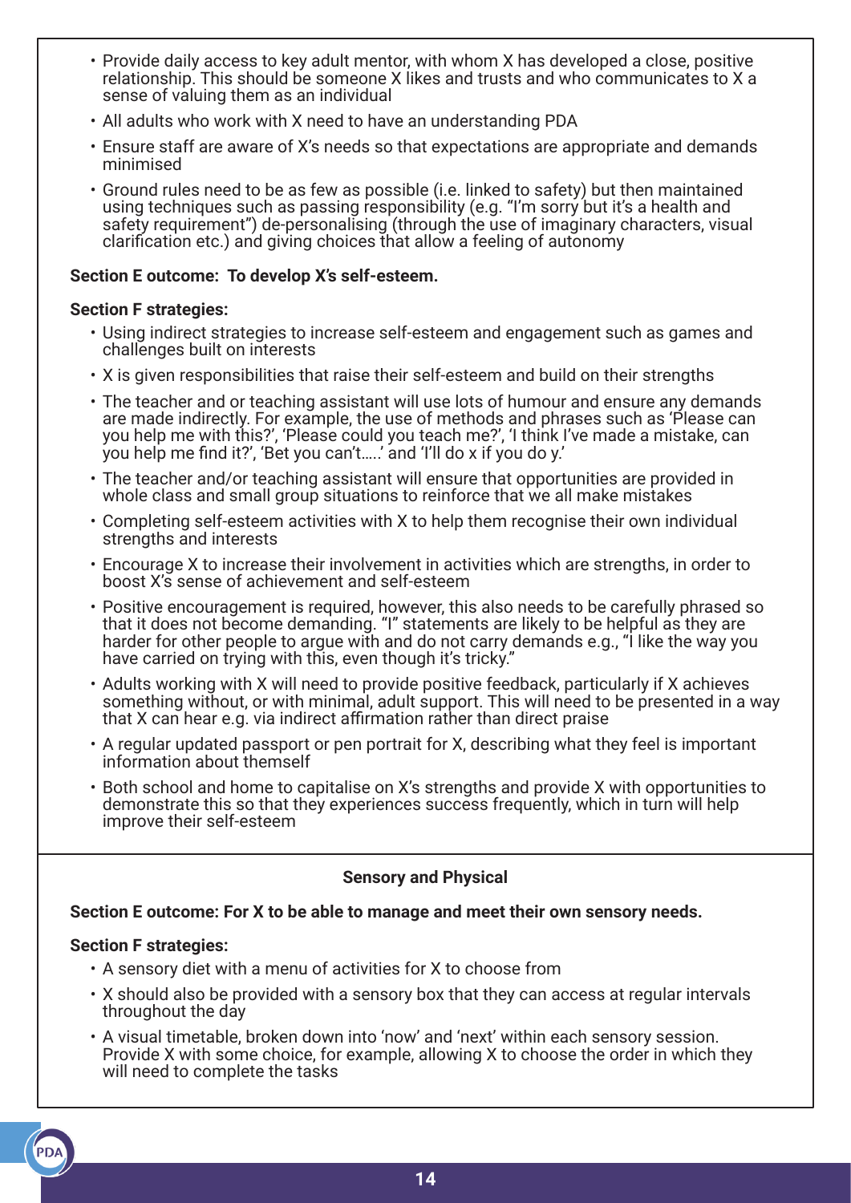- Provide daily access to key adult mentor, with whom X has developed a close, positive relationship. This should be someone X likes and trusts and who communicates to X a sense of valuing them as an individual
- All adults who work with X need to have an understanding PDA
- Ensure staff are aware of X's needs so that expectations are appropriate and demands minimised
- Ground rules need to be as few as possible (i.e. linked to safety) but then maintained using techniques such as passing responsibility (e.g. "I'm sorry but it's a health and safety requirement") de-personalising (through the use of imaginary characters, visual clarification etc.) and giving choices that allow a feeling of autonomy

**Section E outcome: To develop X's self-esteem.**

**Section F strategies:**

- Using indirect strategies to increase self-esteem and engagement such as games and challenges built on interests
- X is given responsibilities that raise their self-esteem and build on their strengths
- The teacher and or teaching assistant will use lots of humour and ensure any demands are made indirectly. For example, the use of methods and phrases such as 'Please can you help me with this?', 'Please could you teach me?', 'I think I've made a mistake, can you help me find it?', 'Bet you can't…..' and 'I'll do x if you do y.'
- The teacher and/or teaching assistant will ensure that opportunities are provided in whole class and small group situations to reinforce that we all make mistakes
- Completing self-esteem activities with X to help them recognise their own individual strengths and interests
- Encourage X to increase their involvement in activities which are strengths, in order to boost X's sense of achievement and self-esteem
- Positive encouragement is required, however, this also needs to be carefully phrased so that it does not become demanding. "I" statements are likely to be helpful as they are harder for other people to argue with and do not carry demands e.g., "I like the way you have carried on trying with this, even though it's tricky."
- Adults working with X will need to provide positive feedback, particularly if X achieves something without, or with minimal, adult support. This will need to be presented in a way that X can hear e.g. via indirect affirmation rather than direct praise
- A regular updated passport or pen portrait for X, describing what they feel is important information about themself
- Both school and home to capitalise on X's strengths and provide X with opportunities to demonstrate this so that they experiences success frequently, which in turn will help improve their self-esteem

**Sensory and Physical**

**Section E outcome: For X to be able to manage and meet their own sensory needs.**

**Section F strategies:**

- A sensory diet with a menu of activities for X to choose from
- X should also be provided with a sensory box that they can access at regular intervals throughout the day
- A visual timetable, broken down into 'now' and 'next' within each sensory session. Provide X with some choice, for example, allowing X to choose the order in which they will need to complete the tasks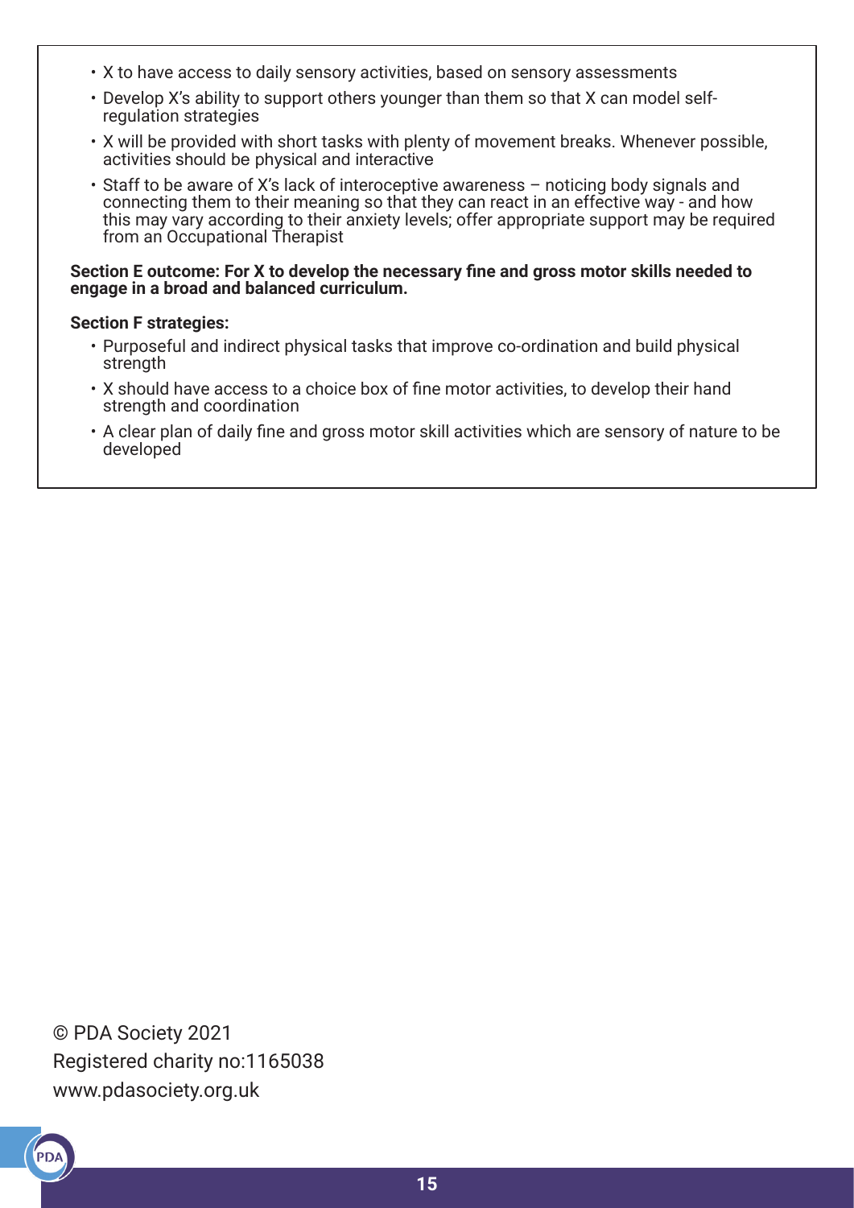- X to have access to daily sensory activities, based on sensory assessments
- Develop X's ability to support others younger than them so that X can model self-regulation strategies
- X will be provided with short tasks with plenty of movement breaks. Whenever possible, activities should be physical and interactive
- Staff to be aware of X's lack of interoceptive awareness – noticing body signals and connecting them to their meaning so that they can react in an effective way - and how this may vary according to their anxiety levels; offer appropriate support may be required from an Occupational Therapist

**Section E outcome: For X to develop the necessary fine and gross motor skills needed to engage in a broad and balanced curriculum.**

**Section F strategies:**

- Purposeful and indirect physical tasks that improve co-ordination and build physical strength
- X should have access to a choice box of fine motor activities, to develop their hand strength and coordination
- A clear plan of daily fine and gross motor skill activities which are sensory of nature to be developed

© PDA Society 2021
Registered charity no:1165038
www.pdasociety.org.uk